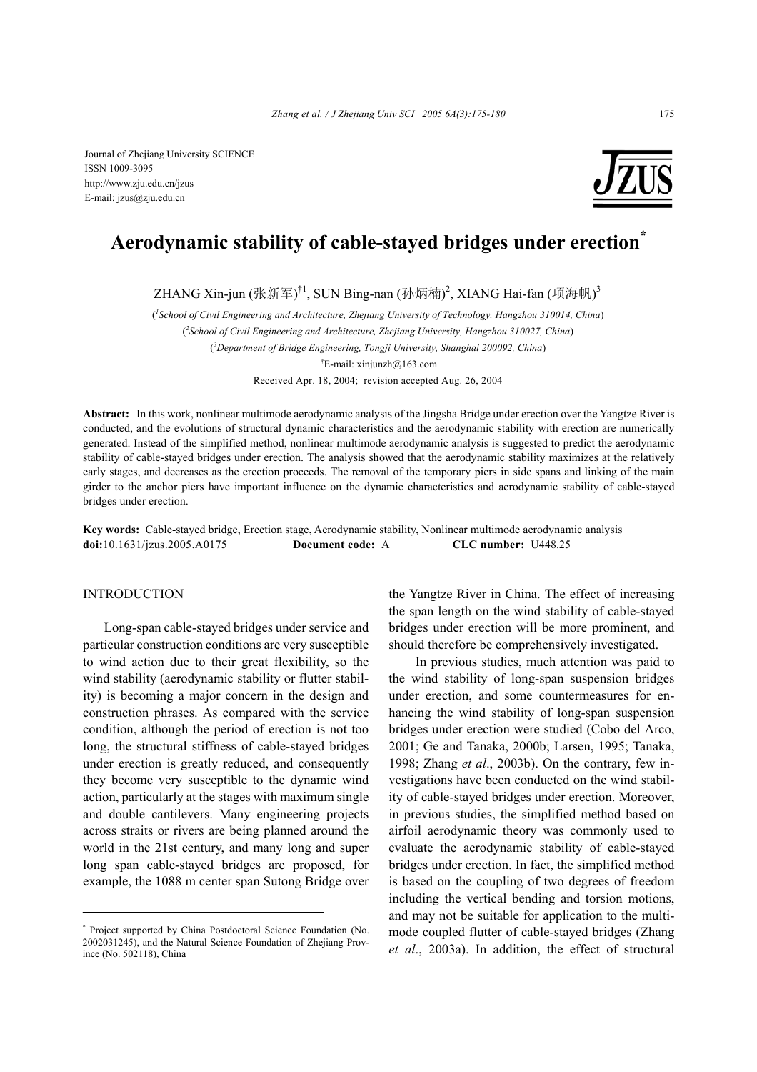Journal of Zhejiang University SCIENCE
ISSN 1009-3095
http://www.zju.edu.cn/jzus
E-mail: jzus@zju.edu.cn

# Aerodynamic stability of cable-stayed bridges under erection*

ZHANG Xin-jun (张新军)†1, SUN Bing-nan (孙炳楠)[2], XIANG Hai-fan (项海帆)[3]

([1]School of Civil Engineering and Architecture, Zhejiang University of Technology, Hangzhou 310014, China)
([2]School of Civil Engineering and Architecture, Zhejiang University, Hangzhou 310027, China)
([3]Department of Bridge Engineering, Tongji University, Shanghai 200092, China)
†E-mail: xinjunzh@163.com
Received Apr. 18, 2004; revision accepted Aug. 26, 2004

**Abstract:** In this work, nonlinear multimode aerodynamic analysis of the Jingsha Bridge under erection over the Yangtze River is conducted, and the evolutions of structural dynamic characteristics and the aerodynamic stability with erection are numerically generated. Instead of the simplified method, nonlinear multimode aerodynamic analysis is suggested to predict the aerodynamic stability of cable-stayed bridges under erection. The analysis showed that the aerodynamic stability maximizes at the relatively early stages, and decreases as the erection proceeds. The removal of the temporary piers in side spans and linking of the main girder to the anchor piers have important influence on the dynamic characteristics and aerodynamic stability of cable-stayed bridges under erection.

**Key words:** Cable-stayed bridge, Erection stage, Aerodynamic stability, Nonlinear multimode aerodynamic analysis
**doi:**10.1631/jzus.2005.A0175 **Document code:** A **CLC number:** U448.25

## INTRODUCTION

Long-span cable-stayed bridges under service and particular construction conditions are very susceptible to wind action due to their great flexibility, so the wind stability (aerodynamic stability or flutter stability) is becoming a major concern in the design and construction phrases. As compared with the service condition, although the period of erection is not too long, the structural stiffness of cable-stayed bridges under erection is greatly reduced, and consequently they become very susceptible to the dynamic wind action, particularly at the stages with maximum single and double cantilevers. Many engineering projects across straits or rivers are being planned around the world in the 21st century, and many long and super long span cable-stayed bridges are proposed, for example, the 1088 m center span Sutong Bridge over the Yangtze River in China. The effect of increasing the span length on the wind stability of cable-stayed bridges under erection will be more prominent, and should therefore be comprehensively investigated.

In previous studies, much attention was paid to the wind stability of long-span suspension bridges under erection, and some countermeasures for enhancing the wind stability of long-span suspension bridges under erection were studied (Cobo del Arco, 2001; Ge and Tanaka, 2000b; Larsen, 1995; Tanaka, 1998; Zhang *et al*., 2003b). On the contrary, few investigations have been conducted on the wind stability of cable-stayed bridges under erection. Moreover, in previous studies, the simplified method based on airfoil aerodynamic theory was commonly used to evaluate the aerodynamic stability of cable-stayed bridges under erection. In fact, the simplified method is based on the coupling of two degrees of freedom including the vertical bending and torsion motions, and may not be suitable for application to the multimode coupled flutter of cable-stayed bridges (Zhang *et al*., 2003a). In addition, the effect of structural

---

* Project supported by China Postdoctoral Science Foundation (No. 2002031245), and the Natural Science Foundation of Zhejiang Province (No. 502118), China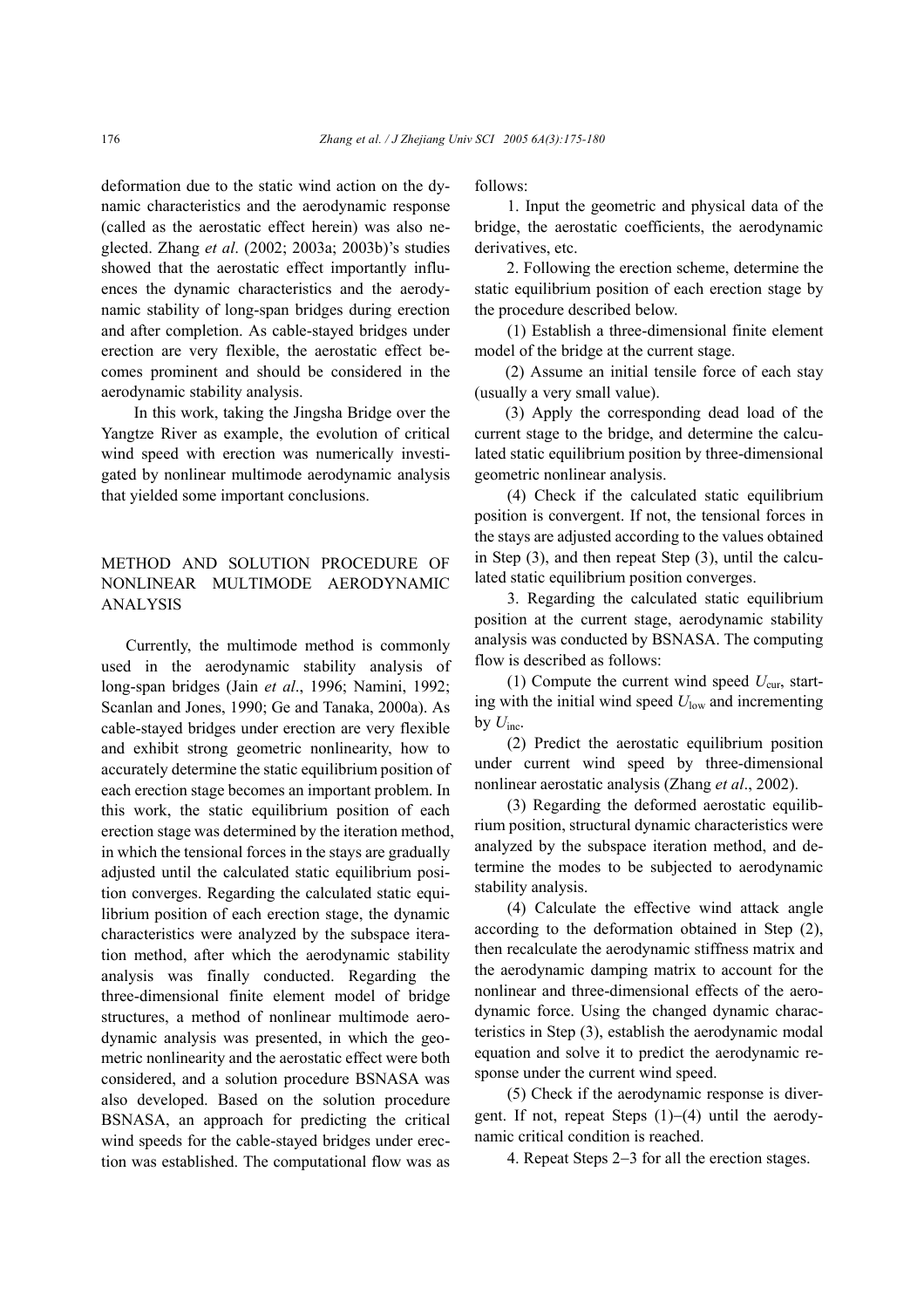deformation due to the static wind action on the dynamic characteristics and the aerodynamic response (called as the aerostatic effect herein) was also neglected. Zhang *et al*. (2002; 2003a; 2003b)'s studies showed that the aerostatic effect importantly influences the dynamic characteristics and the aerodynamic stability of long-span bridges during erection and after completion. As cable-stayed bridges under erection are very flexible, the aerostatic effect becomes prominent and should be considered in the aerodynamic stability analysis.

In this work, taking the Jingsha Bridge over the Yangtze River as example, the evolution of critical wind speed with erection was numerically investigated by nonlinear multimode aerodynamic analysis that yielded some important conclusions.

## METHOD AND SOLUTION PROCEDURE OF NONLINEAR MULTIMODE AERODYNAMIC ANALYSIS

Currently, the multimode method is commonly used in the aerodynamic stability analysis of long-span bridges (Jain *et al*., 1996; Namini, 1992; Scanlan and Jones, 1990; Ge and Tanaka, 2000a). As cable-stayed bridges under erection are very flexible and exhibit strong geometric nonlinearity, how to accurately determine the static equilibrium position of each erection stage becomes an important problem. In this work, the static equilibrium position of each erection stage was determined by the iteration method, in which the tensional forces in the stays are gradually adjusted until the calculated static equilibrium position converges. Regarding the calculated static equilibrium position of each erection stage, the dynamic characteristics were analyzed by the subspace iteration method, after which the aerodynamic stability analysis was finally conducted. Regarding the three-dimensional finite element model of bridge structures, a method of nonlinear multimode aerodynamic analysis was presented, in which the geometric nonlinearity and the aerostatic effect were both considered, and a solution procedure BSNASA was also developed. Based on the solution procedure BSNASA, an approach for predicting the critical wind speeds for the cable-stayed bridges under erection was established. The computational flow was as follows:

1. Input the geometric and physical data of the bridge, the aerostatic coefficients, the aerodynamic derivatives, etc.

2. Following the erection scheme, determine the static equilibrium position of each erection stage by the procedure described below.

(1) Establish a three-dimensional finite element model of the bridge at the current stage.

(2) Assume an initial tensile force of each stay (usually a very small value).

(3) Apply the corresponding dead load of the current stage to the bridge, and determine the calculated static equilibrium position by three-dimensional geometric nonlinear analysis.

(4) Check if the calculated static equilibrium position is convergent. If not, the tensional forces in the stays are adjusted according to the values obtained in Step (3), and then repeat Step (3), until the calculated static equilibrium position converges.

3. Regarding the calculated static equilibrium position at the current stage, aerodynamic stability analysis was conducted by BSNASA. The computing flow is described as follows:

(1) Compute the current wind speed $U_{\text{cur}}$, starting with the initial wind speed $U_{\text{low}}$ and incrementing by $U_{\text{inc}}$.

(2) Predict the aerostatic equilibrium position under current wind speed by three-dimensional nonlinear aerostatic analysis (Zhang *et al*., 2002).

(3) Regarding the deformed aerostatic equilibrium position, structural dynamic characteristics were analyzed by the subspace iteration method, and determine the modes to be subjected to aerodynamic stability analysis.

(4) Calculate the effective wind attack angle according to the deformation obtained in Step (2), then recalculate the aerodynamic stiffness matrix and the aerodynamic damping matrix to account for the nonlinear and three-dimensional effects of the aerodynamic force. Using the changed dynamic characteristics in Step (3), establish the aerodynamic modal equation and solve it to predict the aerodynamic response under the current wind speed.

(5) Check if the aerodynamic response is divergent. If not, repeat Steps (1)–(4) until the aerodynamic critical condition is reached.

4. Repeat Steps 2–3 for all the erection stages.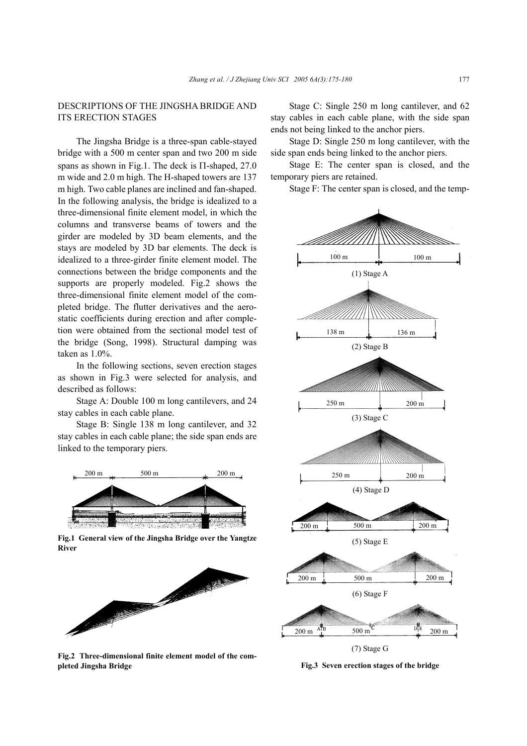## DESCRIPTIONS OF THE JINGSHA BRIDGE AND ITS ERECTION STAGES

The Jingsha Bridge is a three-span cable-stayed bridge with a 500 m center span and two 200 m side spans as shown in Fig.1. The deck is Π-shaped, 27.0 m wide and 2.0 m high. The H-shaped towers are 137 m high. Two cable planes are inclined and fan-shaped. In the following analysis, the bridge is idealized to a three-dimensional finite element model, in which the columns and transverse beams of towers and the girder are modeled by 3D beam elements, and the stays are modeled by 3D bar elements. The deck is idealized to a three-girder finite element model. The connections between the bridge components and the supports are properly modeled. Fig.2 shows the three-dimensional finite element model of the completed bridge. The flutter derivatives and the aerostatic coefficients during erection and after completion were obtained from the sectional model test of the bridge (Song, 1998). Structural damping was taken as 1.0%.

In the following sections, seven erection stages as shown in Fig.3 were selected for analysis, and described as follows:

Stage A: Double 100 m long cantilevers, and 24 stay cables in each cable plane.

Stage B: Single 138 m long cantilever, and 32 stay cables in each cable plane; the side span ends are linked to the temporary piers.

**Fig.1 General view of the Jingsha Bridge over the Yangtze River**

**Fig.2 Three-dimensional finite element model of the completed Jingsha Bridge**

Stage C: Single 250 m long cantilever, and 62 stay cables in each cable plane, with the side span ends not being linked to the anchor piers.

Stage D: Single 250 m long cantilever, with the side span ends being linked to the anchor piers.

Stage E: The center span is closed, and the temporary piers are retained.

Stage F: The center span is closed, and the temp-

**Fig.3 Seven erection stages of the bridge**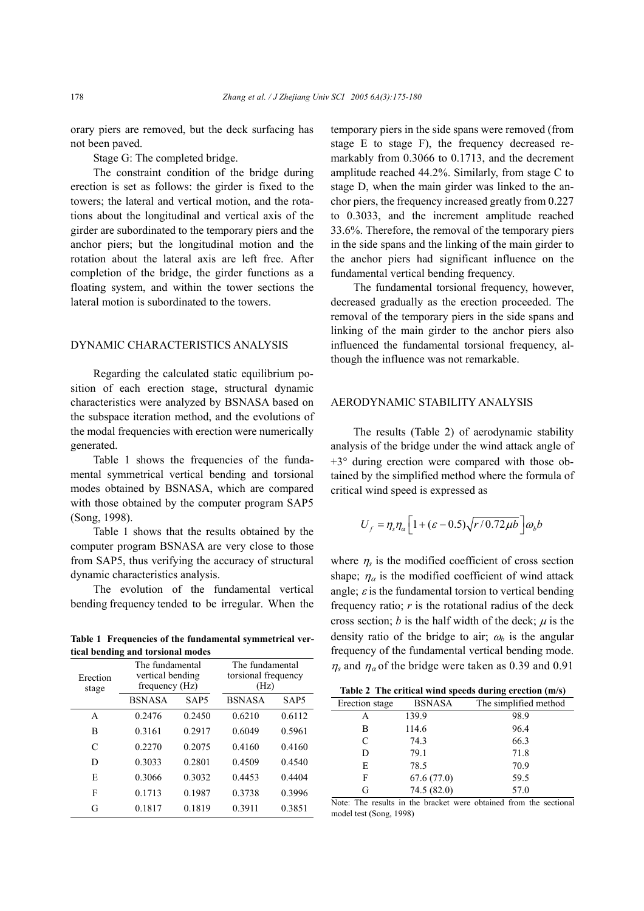orary piers are removed, but the deck surfacing has not been paved.

Stage G: The completed bridge.

The constraint condition of the bridge during erection is set as follows: the girder is fixed to the towers; the lateral and vertical motion, and the rotations about the longitudinal and vertical axis of the girder are subordinated to the temporary piers and the anchor piers; but the longitudinal motion and the rotation about the lateral axis are left free. After completion of the bridge, the girder functions as a floating system, and within the tower sections the lateral motion is subordinated to the towers.

## DYNAMIC CHARACTERISTICS ANALYSIS

Regarding the calculated static equilibrium position of each erection stage, structural dynamic characteristics were analyzed by BSNASA based on the subspace iteration method, and the evolutions of the modal frequencies with erection were numerically generated.

Table 1 shows the frequencies of the fundamental symmetrical vertical bending and torsional modes obtained by BSNASA, which are compared with those obtained by the computer program SAP5 (Song, 1998).

Table 1 shows that the results obtained by the computer program BSNASA are very close to those from SAP5, thus verifying the accuracy of structural dynamic characteristics analysis.

The evolution of the fundamental vertical bending frequency tended to be irregular. When the temporary piers in the side spans were removed (from stage E to stage F), the frequency decreased remarkably from 0.3066 to 0.1713, and the decrement amplitude reached 44.2%. Similarly, from stage C to stage D, when the main girder was linked to the anchor piers, the frequency increased greatly from 0.227 to 0.3033, and the increment amplitude reached 33.6%. Therefore, the removal of the temporary piers in the side spans and the linking of the main girder to the anchor piers had significant influence on the fundamental vertical bending frequency.

The fundamental torsional frequency, however, decreased gradually as the erection proceeded. The removal of the temporary piers in the side spans and linking of the main girder to the anchor piers also influenced the fundamental torsional frequency, although the influence was not remarkable.

**Table 1 Frequencies of the fundamental symmetrical vertical bending and torsional modes**

| Erection stage | The fundamental vertical bending frequency (Hz) | | The fundamental torsional frequency (Hz) | |
|---|---|---|---|---|
| | BSNASA | SAP5 | BSNASA | SAP5 |
| A | 0.2476 | 0.2450 | 0.6210 | 0.6112 |
| B | 0.3161 | 0.2917 | 0.6049 | 0.5961 |
| C | 0.2270 | 0.2075 | 0.4160 | 0.4160 |
| D | 0.3033 | 0.2801 | 0.4509 | 0.4540 |
| E | 0.3066 | 0.3032 | 0.4453 | 0.4404 |
| F | 0.1713 | 0.1987 | 0.3738 | 0.3996 |
| G | 0.1817 | 0.1819 | 0.3911 | 0.3851 |

## AERODYNAMIC STABILITY ANALYSIS

The results (Table 2) of aerodynamic stability analysis of the bridge under the wind attack angle of +3° during erection were compared with those obtained by the simplified method where the formula of critical wind speed is expressed as

$$U_f = \eta_s \eta_\alpha \left[1 + (\varepsilon - 0.5)\sqrt{r / 0.72\mu b}\right] \omega_b b$$

where $\eta_s$ is the modified coefficient of cross section shape; $\eta_\alpha$ is the modified coefficient of wind attack angle; $\varepsilon$ is the fundamental torsion to vertical bending frequency ratio; $r$ is the rotational radius of the deck cross section; $b$ is the half width of the deck; $\mu$ is the density ratio of the bridge to air; $\omega_b$ is the angular frequency of the fundamental vertical bending mode. $\eta_s$ and $\eta_\alpha$ of the bridge were taken as 0.39 and 0.91

**Table 2 The critical wind speeds during erection (m/s)**

| Erection stage | BSNASA | The simplified method |
|---|---|---|
| A | 139.9 | 98.9 |
| B | 114.6 | 96.4 |
| C | 74.3 | 66.3 |
| D | 79.1 | 71.8 |
| E | 78.5 | 70.9 |
| F | 67.6 (77.0) | 59.5 |
| G | 74.5 (82.0) | 57.0 |

Note: The results in the bracket were obtained from the sectional model test (Song, 1998)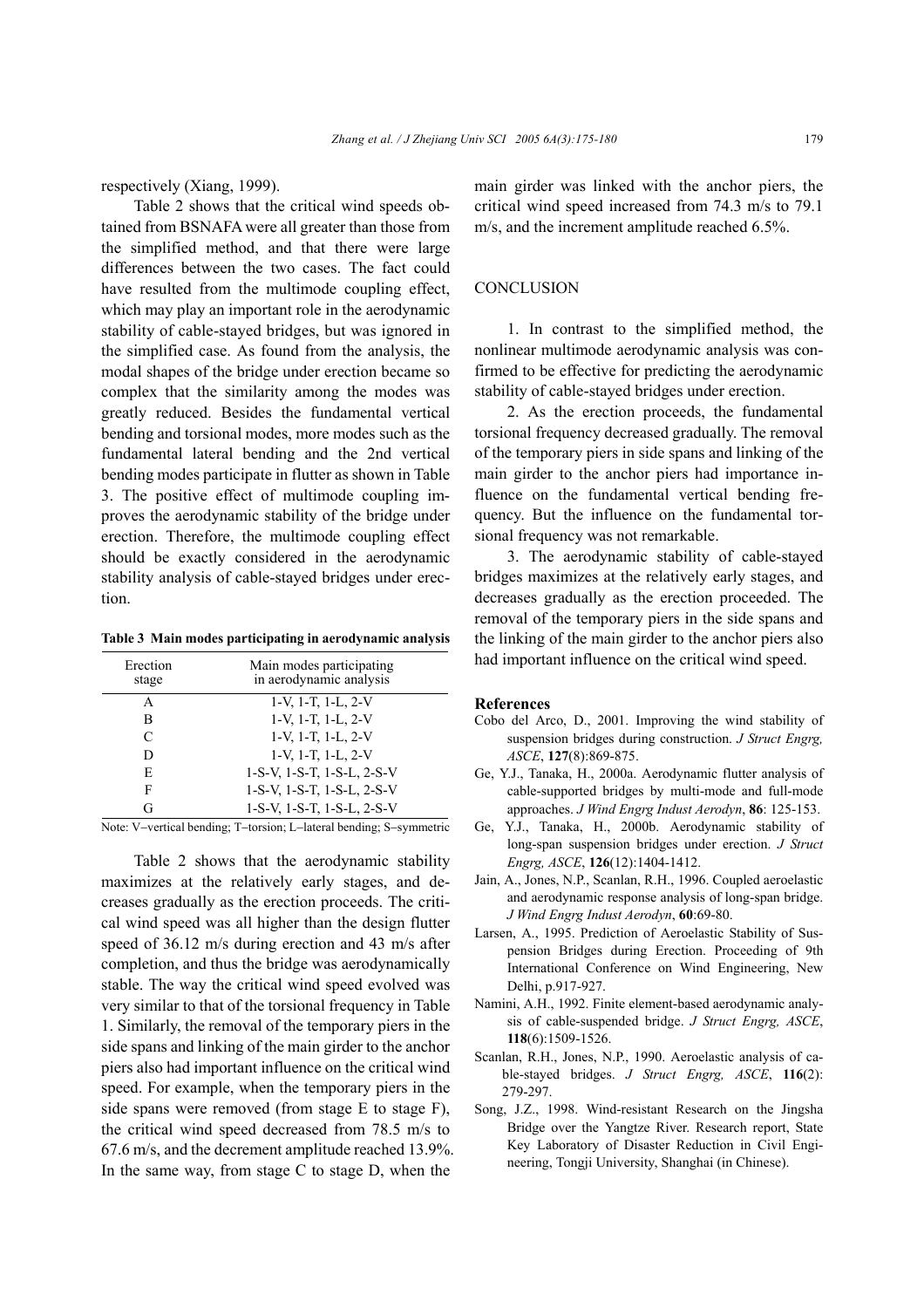respectively (Xiang, 1999).

Table 2 shows that the critical wind speeds obtained from BSNAFA were all greater than those from the simplified method, and that there were large differences between the two cases. The fact could have resulted from the multimode coupling effect, which may play an important role in the aerodynamic stability of cable-stayed bridges, but was ignored in the simplified case. As found from the analysis, the modal shapes of the bridge under erection became so complex that the similarity among the modes was greatly reduced. Besides the fundamental vertical bending and torsional modes, more modes such as the fundamental lateral bending and the 2nd vertical bending modes participate in flutter as shown in Table 3. The positive effect of multimode coupling improves the aerodynamic stability of the bridge under erection. Therefore, the multimode coupling effect should be exactly considered in the aerodynamic stability analysis of cable-stayed bridges under erection.

**Table 3 Main modes participating in aerodynamic analysis**

| Erection stage | Main modes participating in aerodynamic analysis |
|---|---|
| A | 1-V, 1-T, 1-L, 2-V |
| B | 1-V, 1-T, 1-L, 2-V |
| C | 1-V, 1-T, 1-L, 2-V |
| D | 1-V, 1-T, 1-L, 2-V |
| E | 1-S-V, 1-S-T, 1-S-L, 2-S-V |
| F | 1-S-V, 1-S-T, 1-S-L, 2-S-V |
| G | 1-S-V, 1-S-T, 1-S-L, 2-S-V |

Note: V–vertical bending; T–torsion; L–lateral bending; S–symmetric

Table 2 shows that the aerodynamic stability maximizes at the relatively early stages, and decreases gradually as the erection proceeds. The critical wind speed was all higher than the design flutter speed of 36.12 m/s during erection and 43 m/s after completion, and thus the bridge was aerodynamically stable. The way the critical wind speed evolved was very similar to that of the torsional frequency in Table 1. Similarly, the removal of the temporary piers in the side spans and linking of the main girder to the anchor piers also had important influence on the critical wind speed. For example, when the temporary piers in the side spans were removed (from stage E to stage F), the critical wind speed decreased from 78.5 m/s to 67.6 m/s, and the decrement amplitude reached 13.9%. In the same way, from stage C to stage D, when the main girder was linked with the anchor piers, the critical wind speed increased from 74.3 m/s to 79.1 m/s, and the increment amplitude reached 6.5%.

## CONCLUSION

1. In contrast to the simplified method, the nonlinear multimode aerodynamic analysis was confirmed to be effective for predicting the aerodynamic stability of cable-stayed bridges under erection.

2. As the erection proceeds, the fundamental torsional frequency decreased gradually. The removal of the temporary piers in side spans and linking of the main girder to the anchor piers had importance influence on the fundamental vertical bending frequency. But the influence on the fundamental torsional frequency was not remarkable.

3. The aerodynamic stability of cable-stayed bridges maximizes at the relatively early stages, and decreases gradually as the erection proceeded. The removal of the temporary piers in the side spans and the linking of the main girder to the anchor piers also had important influence on the critical wind speed.

## References

Cobo del Arco, D., 2001. Improving the wind stability of suspension bridges during construction. *J Struct Engrg, ASCE*, **127**(8):869-875.

Ge, Y.J., Tanaka, H., 2000a. Aerodynamic flutter analysis of cable-supported bridges by multi-mode and full-mode approaches. *J Wind Engrg Indust Aerodyn*, **86**: 125-153.

Ge, Y.J., Tanaka, H., 2000b. Aerodynamic stability of long-span suspension bridges under erection. *J Struct Engrg, ASCE*, **126**(12):1404-1412.

Jain, A., Jones, N.P., Scanlan, R.H., 1996. Coupled aeroelastic and aerodynamic response analysis of long-span bridge. *J Wind Engrg Indust Aerodyn*, **60**:69-80.

Larsen, A., 1995. Prediction of Aeroelastic Stability of Suspension Bridges during Erection. Proceeding of 9th International Conference on Wind Engineering, New Delhi, p.917-927.

Namini, A.H., 1992. Finite element-based aerodynamic analysis of cable-suspended bridge. *J Struct Engrg, ASCE*, **118**(6):1509-1526.

Scanlan, R.H., Jones, N.P., 1990. Aeroelastic analysis of cable-stayed bridges. *J Struct Engrg, ASCE*, **116**(2): 279-297.

Song, J.Z., 1998. Wind-resistant Research on the Jingsha Bridge over the Yangtze River. Research report, State Key Laboratory of Disaster Reduction in Civil Engineering, Tongji University, Shanghai (in Chinese).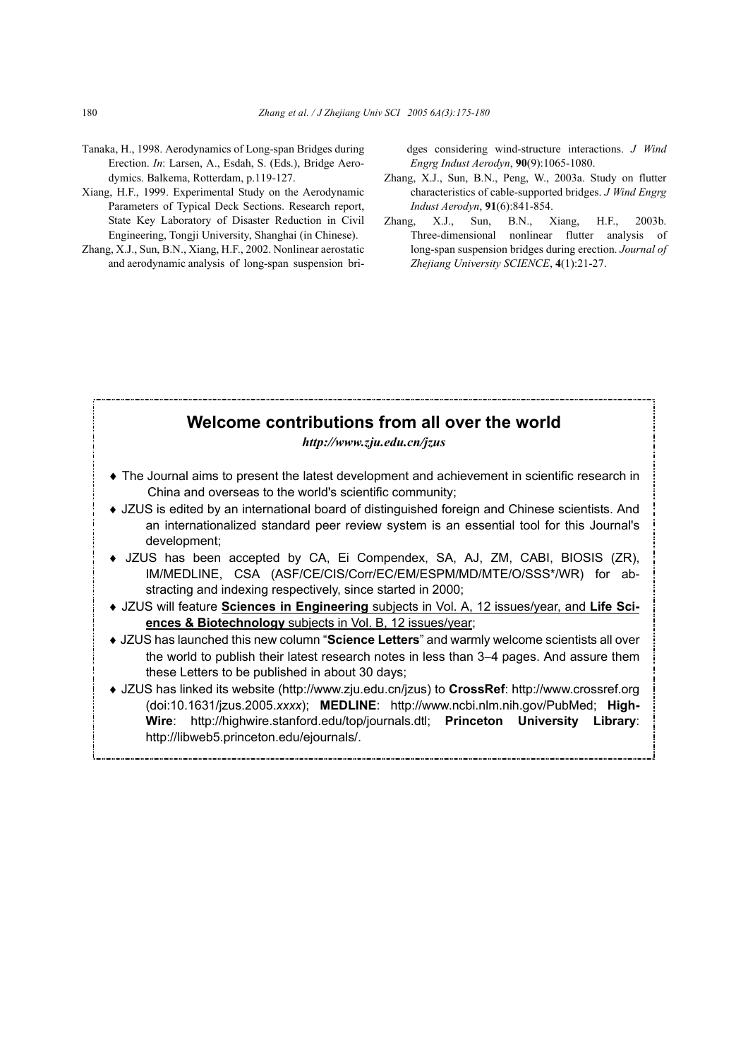Tanaka, H., 1998. Aerodynamics of Long-span Bridges during Erection. *In*: Larsen, A., Esdah, S. (Eds.), Bridge Aerodymics. Balkema, Rotterdam, p.119-127.

Xiang, H.F., 1999. Experimental Study on the Aerodynamic Parameters of Typical Deck Sections. Research report, State Key Laboratory of Disaster Reduction in Civil Engineering, Tongji University, Shanghai (in Chinese).

Zhang, X.J., Sun, B.N., Xiang, H.F., 2002. Nonlinear aerostatic and aerodynamic analysis of long-span suspension bridges considering wind-structure interactions. *J Wind Engrg Indust Aerodyn*, **90**(9):1065-1080.

Zhang, X.J., Sun, B.N., Peng, W., 2003a. Study on flutter characteristics of cable-supported bridges. *J Wind Engrg Indust Aerodyn*, **91**(6):841-854.

Zhang, X.J., Sun, B.N., Xiang, H.F., 2003b. Three-dimensional nonlinear flutter analysis of long-span suspension bridges during erection. *Journal of Zhejiang University SCIENCE*, **4**(1):21-27.

## Welcome contributions from all over the world

***http://www.zju.edu.cn/jzus***

- ♦ The Journal aims to present the latest development and achievement in scientific research in China and overseas to the world's scientific community;
- ♦ JZUS is edited by an international board of distinguished foreign and Chinese scientists. And an internationalized standard peer review system is an essential tool for this Journal's development;
- ♦ JZUS has been accepted by CA, Ei Compendex, SA, AJ, ZM, CABI, BIOSIS (ZR), IM/MEDLINE, CSA (ASF/CE/CIS/Corr/EC/EM/ESPM/MD/MTE/O/SSS*/WR) for abstracting and indexing respectively, since started in 2000;
- ♦ JZUS will feature **Sciences in Engineering** subjects in Vol. A, 12 issues/year, and **Life Sciences & Biotechnology** subjects in Vol. B, 12 issues/year;
- ♦ JZUS has launched this new column "**Science Letters**" and warmly welcome scientists all over the world to publish their latest research notes in less than 3–4 pages. And assure them these Letters to be published in about 30 days;
- ♦ JZUS has linked its website (http://www.zju.edu.cn/jzus) to **CrossRef**: http://www.crossref.org (doi:10.1631/jzus.2005.*xxxx*); **MEDLINE**: http://www.ncbi.nlm.nih.gov/PubMed; **HighWire**: http://highwire.stanford.edu/top/journals.dtl; **Princeton University Library**: http://libweb5.princeton.edu/ejournals/.